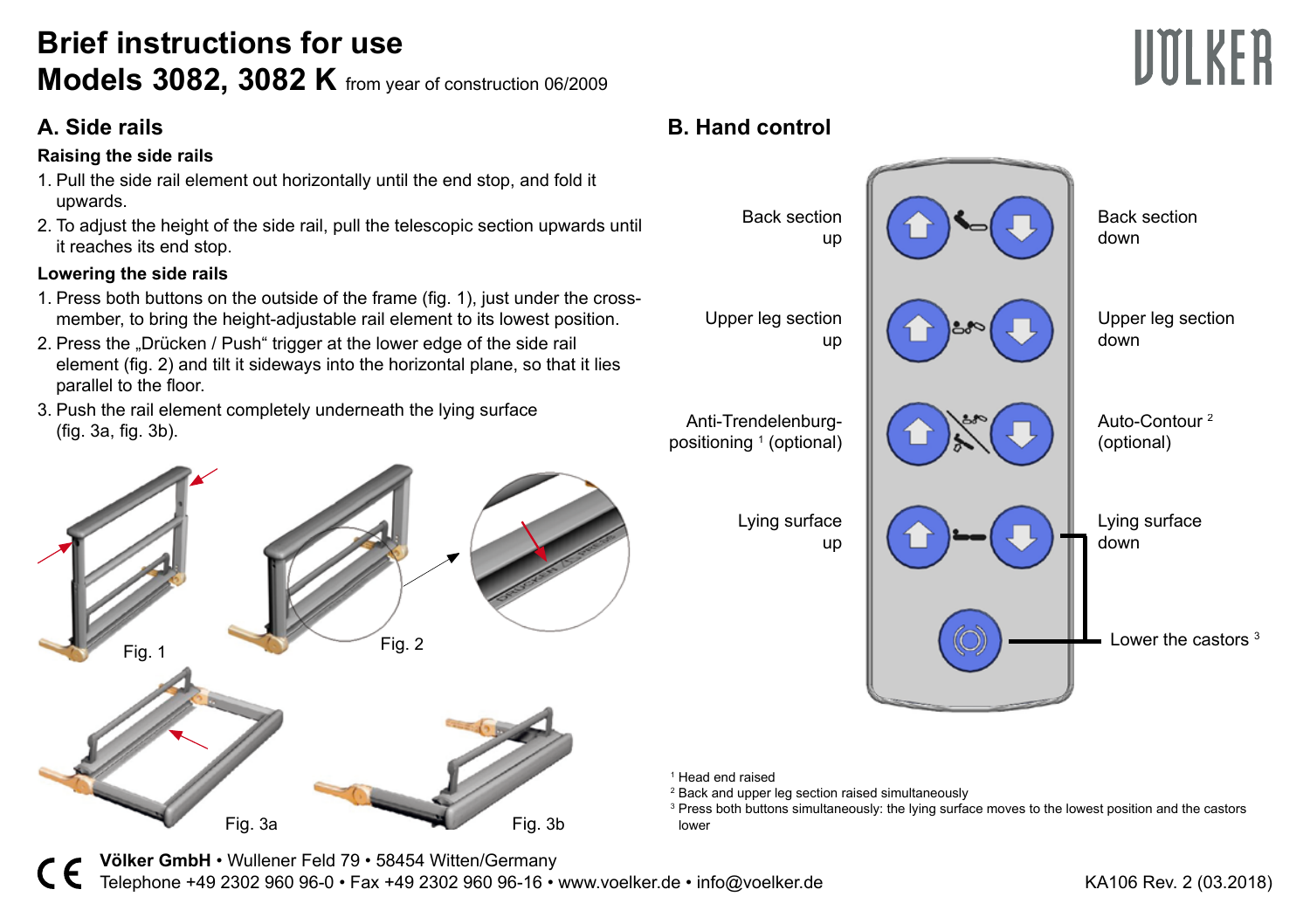# Brief instructions for use

## Models 3082, 3082 K from year of construction 06/2009

## A. Side rails

### Raising the side rails

1. Pull the side rail element out horizontally until the end stop, and fold it upwards.
2. To adjust the height of the side rail, pull the telescopic section upwards until it reaches its end stop.

### Lowering the side rails

1. Press both buttons on the outside of the frame (fig. 1), just under the cross-member, to bring the height-adjustable rail element to its lowest position.
2. Press the „Drücken / Push“ trigger at the lower edge of the side rail element (fig. 2) and tilt it sideways into the horizontal plane, so that it lies parallel to the floor.
3. Push the rail element completely underneath the lying surface (fig. 3a, fig. 3b).

Fig. 1

Fig. 2

Fig. 3a

Fig. 3b

## B. Hand control

| Left button | Right button |
| --- | --- |
| Back section up | Back section down |
| Upper leg section up | Upper leg section down |
| Anti-Trendelenburg-positioning [1] (optional) | Auto-Contour [2] (optional) |
| Lying surface up | Lying surface down |

Lower the castors [3]

[1] Head end raised
[2] Back and upper leg section raised simultaneously
[3] Press both buttons simultaneously: the lying surface moves to the lowest position and the castors lower

**Völker GmbH** • Wullener Feld 79 • 58454 Witten/Germany
Telephone +49 2302 960 96-0 • Fax +49 2302 960 96-16 • www.voelker.de • info@voelker.de

KA106 Rev. 2 (03.2018)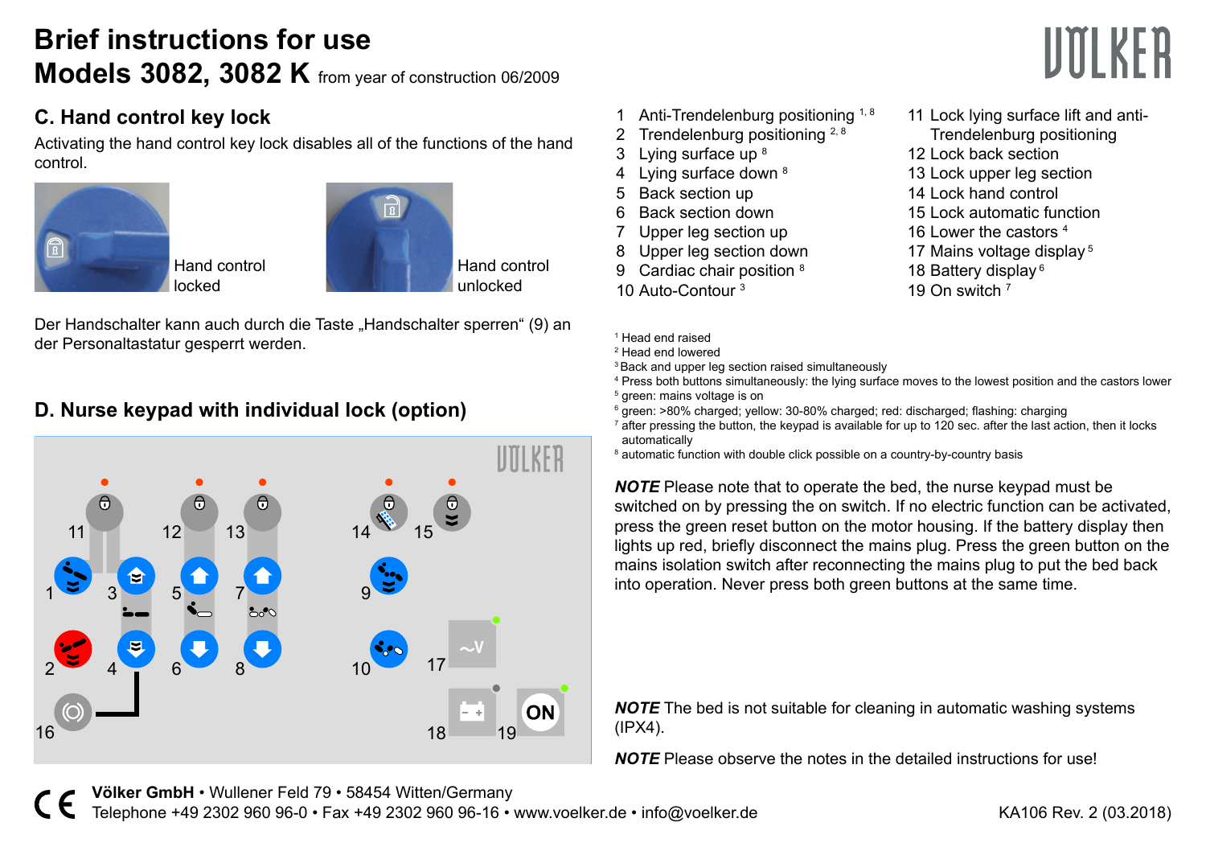# Brief instructions for use

# Models 3082, 3082 K from year of construction 06/2009

## C. Hand control key lock

Activating the hand control key lock disables all of the functions of the hand control.

Hand control locked

Hand control unlocked

Der Handschalter kann auch durch die Taste „Handschalter sperren" (9) an der Personaltastatur gesperrt werden.

## D. Nurse keypad with individual lock (option)

1 Anti-Trendelenburg positioning [1, 8]
2 Trendelenburg positioning [2, 8]
3 Lying surface up [8]
4 Lying surface down [8]
5 Back section up
6 Back section down
7 Upper leg section up
8 Upper leg section down
9 Cardiac chair position [8]
10 Auto-Contour [3]
11 Lock lying surface lift and anti-Trendelenburg positioning
12 Lock back section
13 Lock upper leg section
14 Lock hand control
15 Lock automatic function
16 Lower the castors [4]
17 Mains voltage display [5]
18 Battery display [6]
19 On switch [7]

[1] Head end raised
[2] Head end lowered
[3] Back and upper leg section raised simultaneously
[4] Press both buttons simultaneously: the lying surface moves to the lowest position and the castors lower
[5] green: mains voltage is on
[6] green: >80% charged; yellow: 30-80% charged; red: discharged; flashing: charging
[7] after pressing the button, the keypad is available for up to 120 sec. after the last action, then it locks automatically
[8] automatic function with double click possible on a country-by-country basis

***NOTE*** Please note that to operate the bed, the nurse keypad must be switched on by pressing the on switch. If no electric function can be activated, press the green reset button on the motor housing. If the battery display then lights up red, briefly disconnect the mains plug. Press the green button on the mains isolation switch after reconnecting the mains plug to put the bed back into operation. Never press both green buttons at the same time.

***NOTE*** The bed is not suitable for cleaning in automatic washing systems (IPX4).

***NOTE*** Please observe the notes in the detailed instructions for use!

**Völker GmbH** • Wullener Feld 79 • 58454 Witten/Germany
Telephone +49 2302 960 96-0 • Fax +49 2302 960 96-16 • www.voelker.de • info@voelker.de

KA106 Rev. 2 (03.2018)